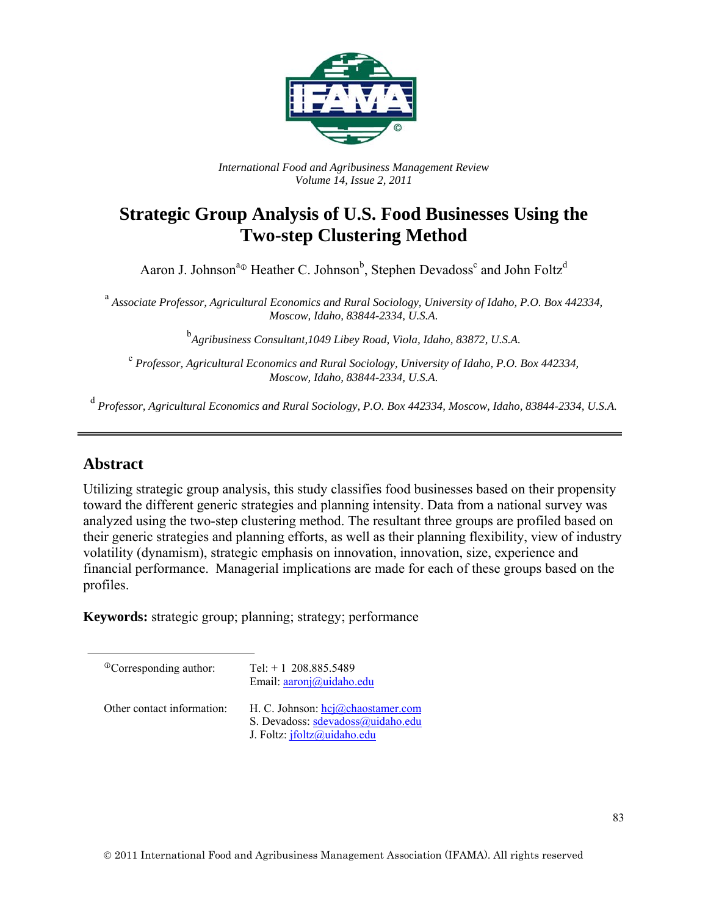*International Food and Agribusiness Management Review*
*Volume 14, Issue 2, 2011*

# Strategic Group Analysis of U.S. Food Businesses Using the Two-step Clustering Method

Aaron J. Johnson[a①] Heather C. Johnson[b], Stephen Devadoss[c] and John Foltz[d]

[a] *Associate Professor, Agricultural Economics and Rural Sociology, University of Idaho, P.O. Box 442334, Moscow, Idaho, 83844-2334, U.S.A.*

[b] *Agribusiness Consultant,1049 Libey Road, Viola, Idaho, 83872, U.S.A.*

[c] *Professor, Agricultural Economics and Rural Sociology, University of Idaho, P.O. Box 442334, Moscow, Idaho, 83844-2334, U.S.A.*

[d] *Professor, Agricultural Economics and Rural Sociology, P.O. Box 442334, Moscow, Idaho, 83844-2334, U.S.A.*

## Abstract

Utilizing strategic group analysis, this study classifies food businesses based on their propensity toward the different generic strategies and planning intensity. Data from a national survey was analyzed using the two-step clustering method. The resultant three groups are profiled based on their generic strategies and planning efforts, as well as their planning flexibility, view of industry volatility (dynamism), strategic emphasis on innovation, innovation, size, experience and financial performance. Managerial implications are made for each of these groups based on the profiles.

**Keywords:** strategic group; planning; strategy; performance

---

| | |
|---|---|
| ①Corresponding author: | Tel: + 1 208.885.5489<br>Email: aaronj@uidaho.edu |
| Other contact information: | H. C. Johnson: hcj@chaostamer.com<br>S. Devadoss: sdevadoss@uidaho.edu<br>J. Foltz: jfoltz@uidaho.edu |

© 2011 International Food and Agribusiness Management Association (IFAMA). All rights reserved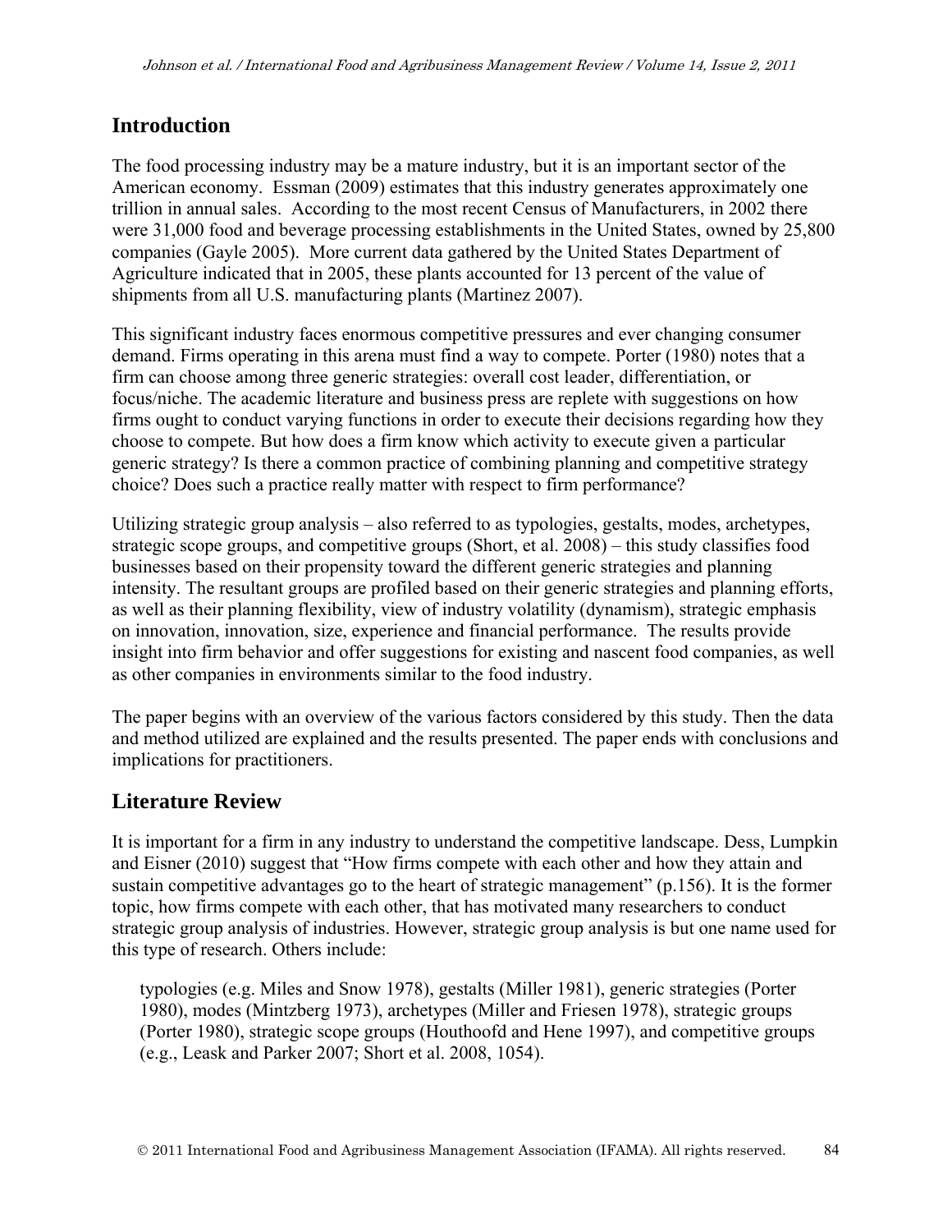## Introduction

The food processing industry may be a mature industry, but it is an important sector of the American economy. Essman (2009) estimates that this industry generates approximately one trillion in annual sales. According to the most recent Census of Manufacturers, in 2002 there were 31,000 food and beverage processing establishments in the United States, owned by 25,800 companies (Gayle 2005). More current data gathered by the United States Department of Agriculture indicated that in 2005, these plants accounted for 13 percent of the value of shipments from all U.S. manufacturing plants (Martinez 2007).

This significant industry faces enormous competitive pressures and ever changing consumer demand. Firms operating in this arena must find a way to compete. Porter (1980) notes that a firm can choose among three generic strategies: overall cost leader, differentiation, or focus/niche. The academic literature and business press are replete with suggestions on how firms ought to conduct varying functions in order to execute their decisions regarding how they choose to compete. But how does a firm know which activity to execute given a particular generic strategy? Is there a common practice of combining planning and competitive strategy choice? Does such a practice really matter with respect to firm performance?

Utilizing strategic group analysis – also referred to as typologies, gestalts, modes, archetypes, strategic scope groups, and competitive groups (Short, et al. 2008) – this study classifies food businesses based on their propensity toward the different generic strategies and planning intensity. The resultant groups are profiled based on their generic strategies and planning efforts, as well as their planning flexibility, view of industry volatility (dynamism), strategic emphasis on innovation, innovation, size, experience and financial performance. The results provide insight into firm behavior and offer suggestions for existing and nascent food companies, as well as other companies in environments similar to the food industry.

The paper begins with an overview of the various factors considered by this study. Then the data and method utilized are explained and the results presented. The paper ends with conclusions and implications for practitioners.

## Literature Review

It is important for a firm in any industry to understand the competitive landscape. Dess, Lumpkin and Eisner (2010) suggest that "How firms compete with each other and how they attain and sustain competitive advantages go to the heart of strategic management" (p.156). It is the former topic, how firms compete with each other, that has motivated many researchers to conduct strategic group analysis of industries. However, strategic group analysis is but one name used for this type of research. Others include:

> typologies (e.g. Miles and Snow 1978), gestalts (Miller 1981), generic strategies (Porter 1980), modes (Mintzberg 1973), archetypes (Miller and Friesen 1978), strategic groups (Porter 1980), strategic scope groups (Houthoofd and Hene 1997), and competitive groups (e.g., Leask and Parker 2007; Short et al. 2008, 1054).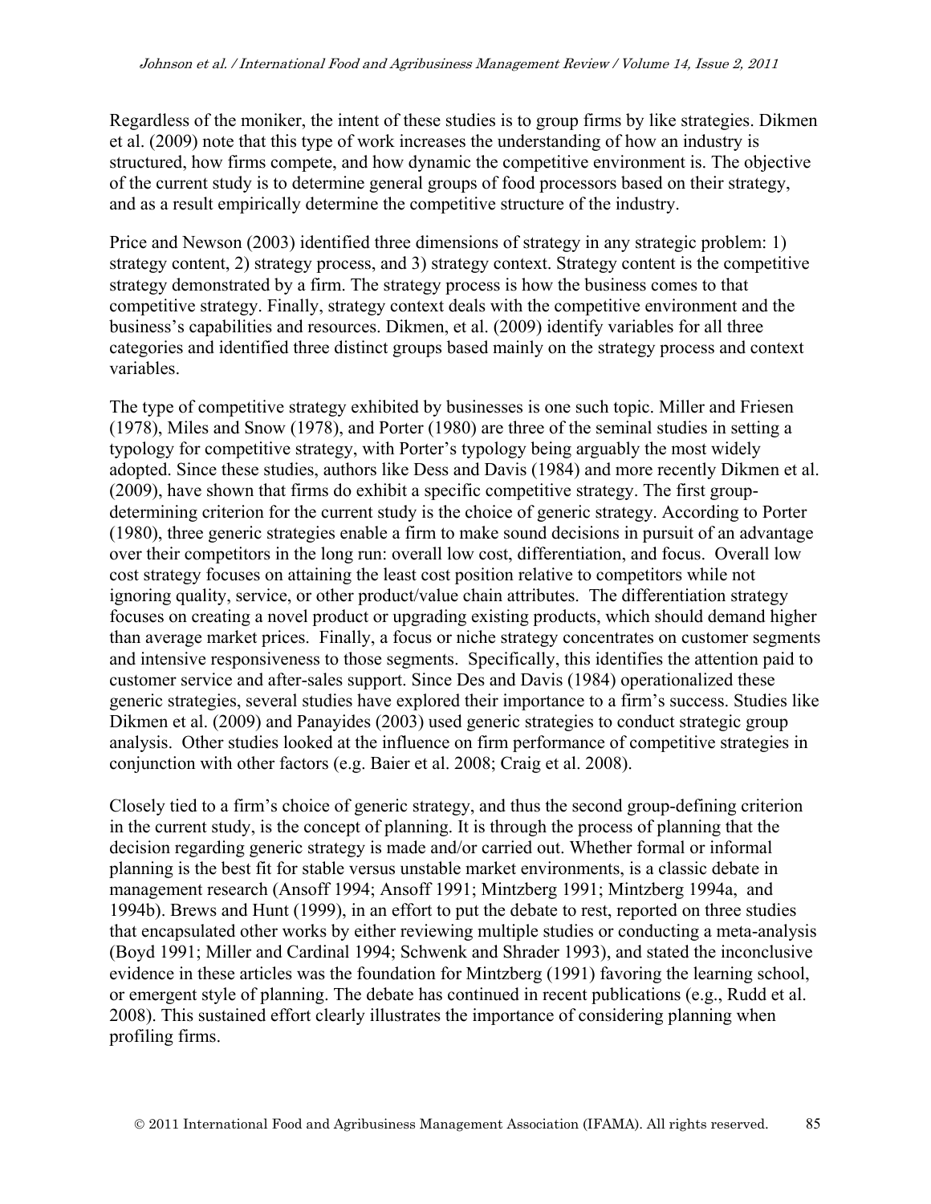Regardless of the moniker, the intent of these studies is to group firms by like strategies. Dikmen et al. (2009) note that this type of work increases the understanding of how an industry is structured, how firms compete, and how dynamic the competitive environment is. The objective of the current study is to determine general groups of food processors based on their strategy, and as a result empirically determine the competitive structure of the industry.

Price and Newson (2003) identified three dimensions of strategy in any strategic problem: 1) strategy content, 2) strategy process, and 3) strategy context. Strategy content is the competitive strategy demonstrated by a firm. The strategy process is how the business comes to that competitive strategy. Finally, strategy context deals with the competitive environment and the business's capabilities and resources. Dikmen, et al. (2009) identify variables for all three categories and identified three distinct groups based mainly on the strategy process and context variables.

The type of competitive strategy exhibited by businesses is one such topic. Miller and Friesen (1978), Miles and Snow (1978), and Porter (1980) are three of the seminal studies in setting a typology for competitive strategy, with Porter's typology being arguably the most widely adopted. Since these studies, authors like Dess and Davis (1984) and more recently Dikmen et al. (2009), have shown that firms do exhibit a specific competitive strategy. The first group-determining criterion for the current study is the choice of generic strategy. According to Porter (1980), three generic strategies enable a firm to make sound decisions in pursuit of an advantage over their competitors in the long run: overall low cost, differentiation, and focus. Overall low cost strategy focuses on attaining the least cost position relative to competitors while not ignoring quality, service, or other product/value chain attributes. The differentiation strategy focuses on creating a novel product or upgrading existing products, which should demand higher than average market prices. Finally, a focus or niche strategy concentrates on customer segments and intensive responsiveness to those segments. Specifically, this identifies the attention paid to customer service and after-sales support. Since Des and Davis (1984) operationalized these generic strategies, several studies have explored their importance to a firm's success. Studies like Dikmen et al. (2009) and Panayides (2003) used generic strategies to conduct strategic group analysis. Other studies looked at the influence on firm performance of competitive strategies in conjunction with other factors (e.g. Baier et al. 2008; Craig et al. 2008).

Closely tied to a firm's choice of generic strategy, and thus the second group-defining criterion in the current study, is the concept of planning. It is through the process of planning that the decision regarding generic strategy is made and/or carried out. Whether formal or informal planning is the best fit for stable versus unstable market environments, is a classic debate in management research (Ansoff 1994; Ansoff 1991; Mintzberg 1991; Mintzberg 1994a, and 1994b). Brews and Hunt (1999), in an effort to put the debate to rest, reported on three studies that encapsulated other works by either reviewing multiple studies or conducting a meta-analysis (Boyd 1991; Miller and Cardinal 1994; Schwenk and Shrader 1993), and stated the inconclusive evidence in these articles was the foundation for Mintzberg (1991) favoring the learning school, or emergent style of planning. The debate has continued in recent publications (e.g., Rudd et al. 2008). This sustained effort clearly illustrates the importance of considering planning when profiling firms.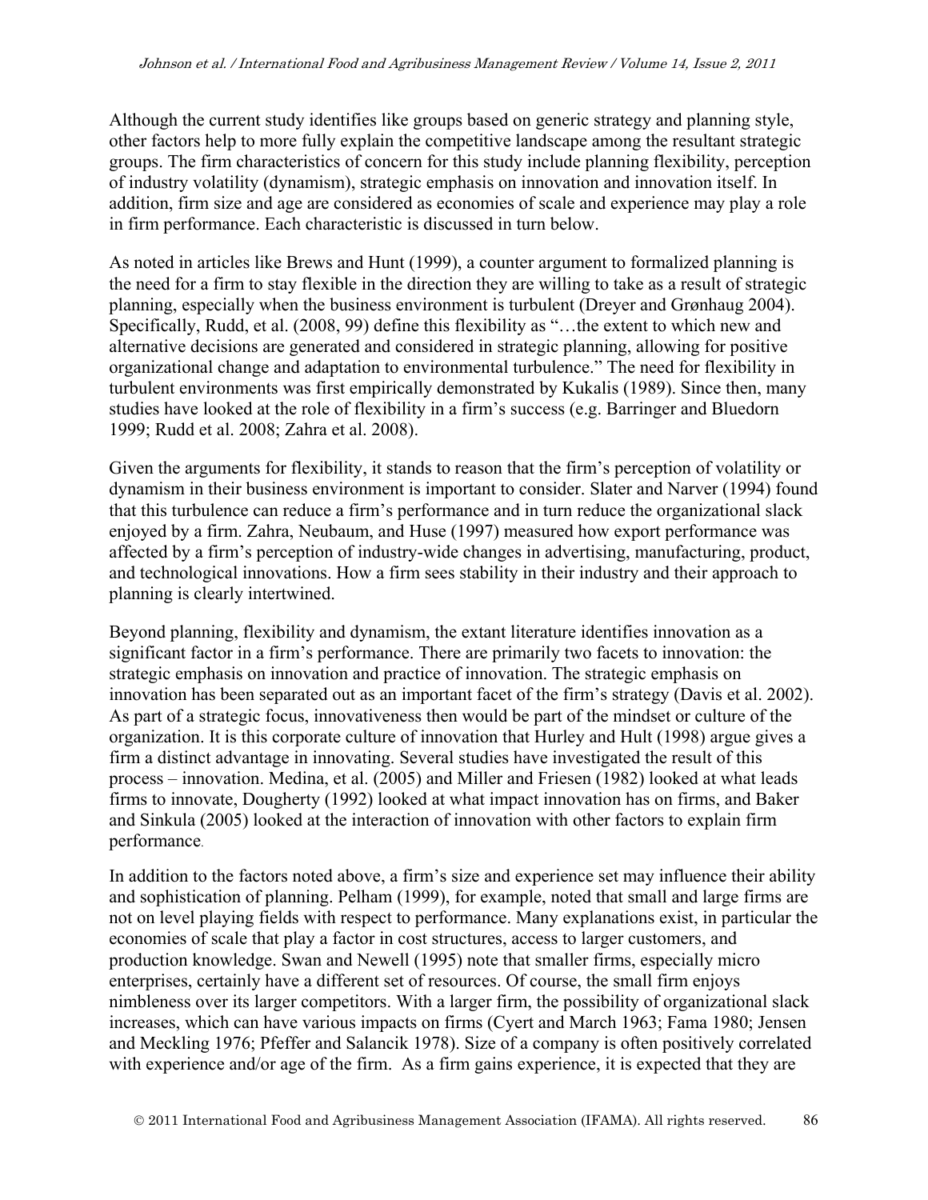Although the current study identifies like groups based on generic strategy and planning style, other factors help to more fully explain the competitive landscape among the resultant strategic groups. The firm characteristics of concern for this study include planning flexibility, perception of industry volatility (dynamism), strategic emphasis on innovation and innovation itself. In addition, firm size and age are considered as economies of scale and experience may play a role in firm performance. Each characteristic is discussed in turn below.

As noted in articles like Brews and Hunt (1999), a counter argument to formalized planning is the need for a firm to stay flexible in the direction they are willing to take as a result of strategic planning, especially when the business environment is turbulent (Dreyer and Grønhaug 2004). Specifically, Rudd, et al. (2008, 99) define this flexibility as "…the extent to which new and alternative decisions are generated and considered in strategic planning, allowing for positive organizational change and adaptation to environmental turbulence." The need for flexibility in turbulent environments was first empirically demonstrated by Kukalis (1989). Since then, many studies have looked at the role of flexibility in a firm's success (e.g. Barringer and Bluedorn 1999; Rudd et al. 2008; Zahra et al. 2008).

Given the arguments for flexibility, it stands to reason that the firm's perception of volatility or dynamism in their business environment is important to consider. Slater and Narver (1994) found that this turbulence can reduce a firm's performance and in turn reduce the organizational slack enjoyed by a firm. Zahra, Neubaum, and Huse (1997) measured how export performance was affected by a firm's perception of industry-wide changes in advertising, manufacturing, product, and technological innovations. How a firm sees stability in their industry and their approach to planning is clearly intertwined.

Beyond planning, flexibility and dynamism, the extant literature identifies innovation as a significant factor in a firm's performance. There are primarily two facets to innovation: the strategic emphasis on innovation and practice of innovation. The strategic emphasis on innovation has been separated out as an important facet of the firm's strategy (Davis et al. 2002). As part of a strategic focus, innovativeness then would be part of the mindset or culture of the organization. It is this corporate culture of innovation that Hurley and Hult (1998) argue gives a firm a distinct advantage in innovating. Several studies have investigated the result of this process – innovation. Medina, et al. (2005) and Miller and Friesen (1982) looked at what leads firms to innovate, Dougherty (1992) looked at what impact innovation has on firms, and Baker and Sinkula (2005) looked at the interaction of innovation with other factors to explain firm performance.

In addition to the factors noted above, a firm's size and experience set may influence their ability and sophistication of planning. Pelham (1999), for example, noted that small and large firms are not on level playing fields with respect to performance. Many explanations exist, in particular the economies of scale that play a factor in cost structures, access to larger customers, and production knowledge. Swan and Newell (1995) note that smaller firms, especially micro enterprises, certainly have a different set of resources. Of course, the small firm enjoys nimbleness over its larger competitors. With a larger firm, the possibility of organizational slack increases, which can have various impacts on firms (Cyert and March 1963; Fama 1980; Jensen and Meckling 1976; Pfeffer and Salancik 1978). Size of a company is often positively correlated with experience and/or age of the firm. As a firm gains experience, it is expected that they are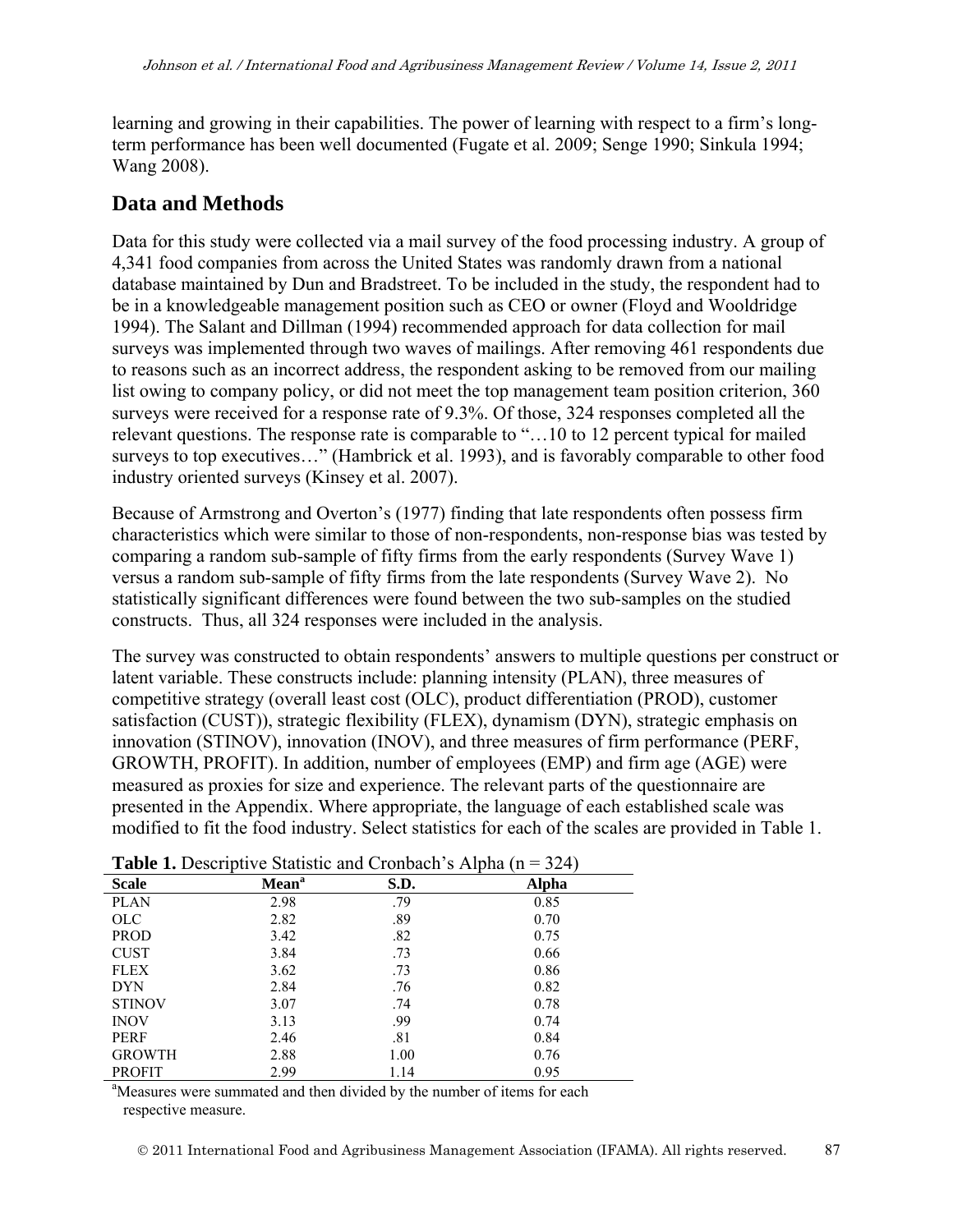learning and growing in their capabilities. The power of learning with respect to a firm's long-term performance has been well documented (Fugate et al. 2009; Senge 1990; Sinkula 1994; Wang 2008).

## Data and Methods

Data for this study were collected via a mail survey of the food processing industry. A group of 4,341 food companies from across the United States was randomly drawn from a national database maintained by Dun and Bradstreet. To be included in the study, the respondent had to be in a knowledgeable management position such as CEO or owner (Floyd and Wooldridge 1994). The Salant and Dillman (1994) recommended approach for data collection for mail surveys was implemented through two waves of mailings. After removing 461 respondents due to reasons such as an incorrect address, the respondent asking to be removed from our mailing list owing to company policy, or did not meet the top management team position criterion, 360 surveys were received for a response rate of 9.3%. Of those, 324 responses completed all the relevant questions. The response rate is comparable to "…10 to 12 percent typical for mailed surveys to top executives…" (Hambrick et al. 1993), and is favorably comparable to other food industry oriented surveys (Kinsey et al. 2007).

Because of Armstrong and Overton's (1977) finding that late respondents often possess firm characteristics which were similar to those of non-respondents, non-response bias was tested by comparing a random sub-sample of fifty firms from the early respondents (Survey Wave 1) versus a random sub-sample of fifty firms from the late respondents (Survey Wave 2). No statistically significant differences were found between the two sub-samples on the studied constructs. Thus, all 324 responses were included in the analysis.

The survey was constructed to obtain respondents' answers to multiple questions per construct or latent variable. These constructs include: planning intensity (PLAN), three measures of competitive strategy (overall least cost (OLC), product differentiation (PROD), customer satisfaction (CUST)), strategic flexibility (FLEX), dynamism (DYN), strategic emphasis on innovation (STINOV), innovation (INOV), and three measures of firm performance (PERF, GROWTH, PROFIT). In addition, number of employees (EMP) and firm age (AGE) were measured as proxies for size and experience. The relevant parts of the questionnaire are presented in the Appendix. Where appropriate, the language of each established scale was modified to fit the food industry. Select statistics for each of the scales are provided in Table 1.

**Table 1.** Descriptive Statistic and Cronbach's Alpha (n = 324)

| Scale | Mean[a] | S.D. | Alpha |
|---|---|---|---|
| PLAN | 2.98 | .79 | 0.85 |
| OLC | 2.82 | .89 | 0.70 |
| PROD | 3.42 | .82 | 0.75 |
| CUST | 3.84 | .73 | 0.66 |
| FLEX | 3.62 | .73 | 0.86 |
| DYN | 2.84 | .76 | 0.82 |
| STINOV | 3.07 | .74 | 0.78 |
| INOV | 3.13 | .99 | 0.74 |
| PERF | 2.46 | .81 | 0.84 |
| GROWTH | 2.88 | 1.00 | 0.76 |
| PROFIT | 2.99 | 1.14 | 0.95 |

[a]Measures were summated and then divided by the number of items for each respective measure.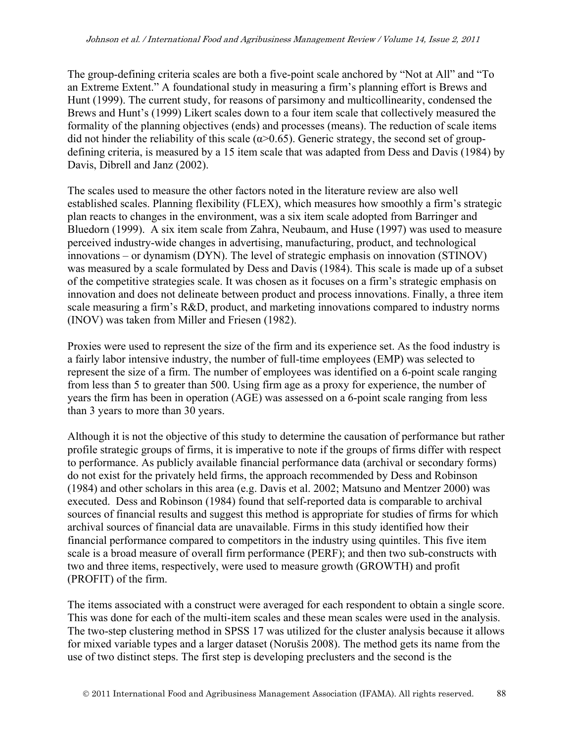The group-defining criteria scales are both a five-point scale anchored by "Not at All" and "To an Extreme Extent." A foundational study in measuring a firm's planning effort is Brews and Hunt (1999). The current study, for reasons of parsimony and multicollinearity, condensed the Brews and Hunt's (1999) Likert scales down to a four item scale that collectively measured the formality of the planning objectives (ends) and processes (means). The reduction of scale items did not hinder the reliability of this scale ($\alpha$>0.65). Generic strategy, the second set of group-defining criteria, is measured by a 15 item scale that was adapted from Dess and Davis (1984) by Davis, Dibrell and Janz (2002).

The scales used to measure the other factors noted in the literature review are also well established scales. Planning flexibility (FLEX), which measures how smoothly a firm's strategic plan reacts to changes in the environment, was a six item scale adopted from Barringer and Bluedorn (1999). A six item scale from Zahra, Neubaum, and Huse (1997) was used to measure perceived industry-wide changes in advertising, manufacturing, product, and technological innovations – or dynamism (DYN). The level of strategic emphasis on innovation (STINOV) was measured by a scale formulated by Dess and Davis (1984). This scale is made up of a subset of the competitive strategies scale. It was chosen as it focuses on a firm's strategic emphasis on innovation and does not delineate between product and process innovations. Finally, a three item scale measuring a firm's R&D, product, and marketing innovations compared to industry norms (INOV) was taken from Miller and Friesen (1982).

Proxies were used to represent the size of the firm and its experience set. As the food industry is a fairly labor intensive industry, the number of full-time employees (EMP) was selected to represent the size of a firm. The number of employees was identified on a 6-point scale ranging from less than 5 to greater than 500. Using firm age as a proxy for experience, the number of years the firm has been in operation (AGE) was assessed on a 6-point scale ranging from less than 3 years to more than 30 years.

Although it is not the objective of this study to determine the causation of performance but rather profile strategic groups of firms, it is imperative to note if the groups of firms differ with respect to performance. As publicly available financial performance data (archival or secondary forms) do not exist for the privately held firms, the approach recommended by Dess and Robinson (1984) and other scholars in this area (e.g. Davis et al. 2002; Matsuno and Mentzer 2000) was executed. Dess and Robinson (1984) found that self-reported data is comparable to archival sources of financial results and suggest this method is appropriate for studies of firms for which archival sources of financial data are unavailable. Firms in this study identified how their financial performance compared to competitors in the industry using quintiles. This five item scale is a broad measure of overall firm performance (PERF); and then two sub-constructs with two and three items, respectively, were used to measure growth (GROWTH) and profit (PROFIT) of the firm.

The items associated with a construct were averaged for each respondent to obtain a single score. This was done for each of the multi-item scales and these mean scales were used in the analysis. The two-step clustering method in SPSS 17 was utilized for the cluster analysis because it allows for mixed variable types and a larger dataset (Norušis 2008). The method gets its name from the use of two distinct steps. The first step is developing preclusters and the second is the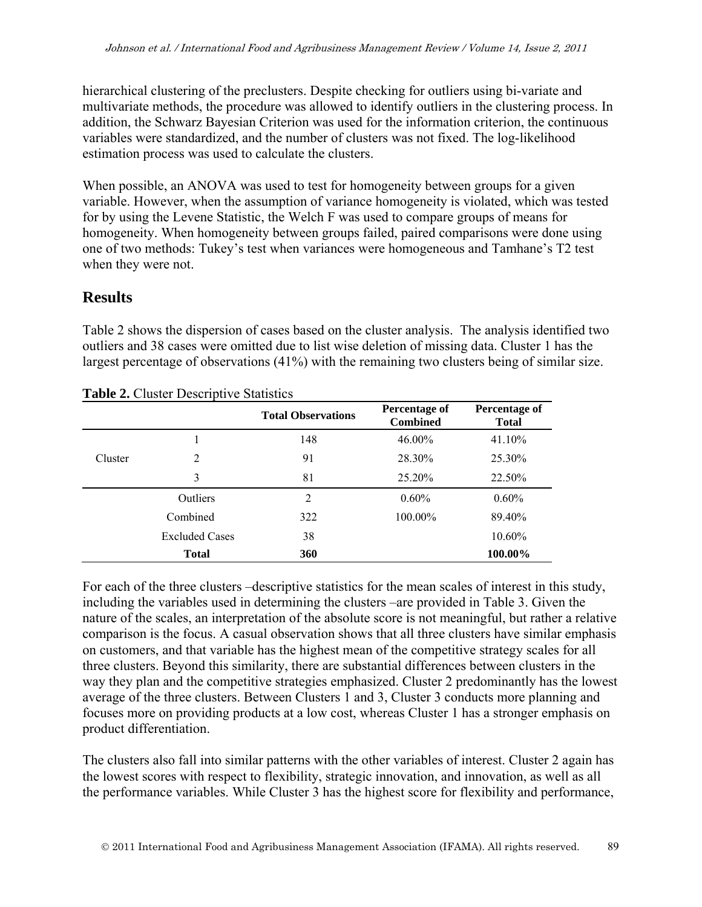hierarchical clustering of the preclusters. Despite checking for outliers using bi-variate and multivariate methods, the procedure was allowed to identify outliers in the clustering process. In addition, the Schwarz Bayesian Criterion was used for the information criterion, the continuous variables were standardized, and the number of clusters was not fixed. The log-likelihood estimation process was used to calculate the clusters.

When possible, an ANOVA was used to test for homogeneity between groups for a given variable. However, when the assumption of variance homogeneity is violated, which was tested for by using the Levene Statistic, the Welch F was used to compare groups of means for homogeneity. When homogeneity between groups failed, paired comparisons were done using one of two methods: Tukey's test when variances were homogeneous and Tamhane's T2 test when they were not.

## Results

Table 2 shows the dispersion of cases based on the cluster analysis. The analysis identified two outliers and 38 cases were omitted due to list wise deletion of missing data. Cluster 1 has the largest percentage of observations (41%) with the remaining two clusters being of similar size.

**Table 2.** Cluster Descriptive Statistics

| | | Total Observations | Percentage of Combined | Percentage of Total |
|---|---|---|---|---|
| Cluster | 1 | 148 | 46.00% | 41.10% |
| | 2 | 91 | 28.30% | 25.30% |
| | 3 | 81 | 25.20% | 22.50% |
| | Outliers | 2 | 0.60% | 0.60% |
| | Combined | 322 | 100.00% | 89.40% |
| | Excluded Cases | 38 | | 10.60% |
| | **Total** | **360** | | **100.00%** |

For each of the three clusters –descriptive statistics for the mean scales of interest in this study, including the variables used in determining the clusters –are provided in Table 3. Given the nature of the scales, an interpretation of the absolute score is not meaningful, but rather a relative comparison is the focus. A casual observation shows that all three clusters have similar emphasis on customers, and that variable has the highest mean of the competitive strategy scales for all three clusters. Beyond this similarity, there are substantial differences between clusters in the way they plan and the competitive strategies emphasized. Cluster 2 predominantly has the lowest average of the three clusters. Between Clusters 1 and 3, Cluster 3 conducts more planning and focuses more on providing products at a low cost, whereas Cluster 1 has a stronger emphasis on product differentiation.

The clusters also fall into similar patterns with the other variables of interest. Cluster 2 again has the lowest scores with respect to flexibility, strategic innovation, and innovation, as well as all the performance variables. While Cluster 3 has the highest score for flexibility and performance,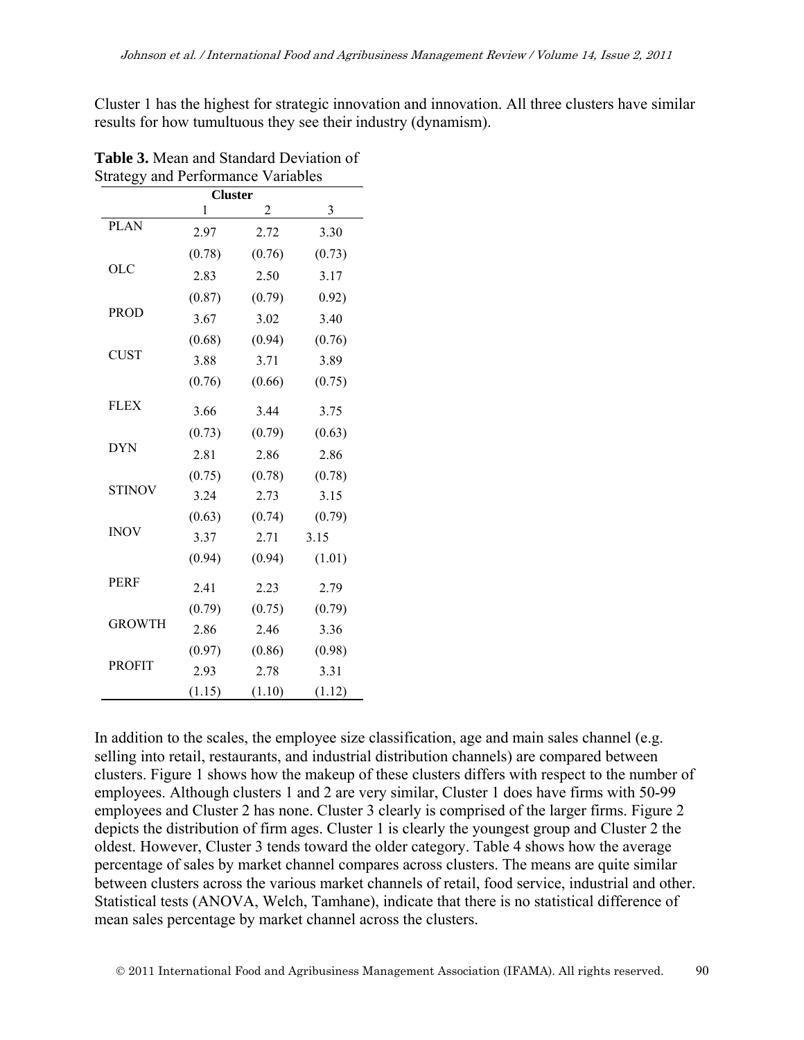Cluster 1 has the highest for strategic innovation and innovation. All three clusters have similar results for how tumultuous they see their industry (dynamism).

**Table 3.** Mean and Standard Deviation of Strategy and Performance Variables

| | Cluster | | |
|---|---|---|---|
| | 1 | 2 | 3 |
| PLAN | 2.97 | 2.72 | 3.30 |
| | (0.78) | (0.76) | (0.73) |
| OLC | 2.83 | 2.50 | 3.17 |
| | (0.87) | (0.79) | 0.92) |
| PROD | 3.67 | 3.02 | 3.40 |
| | (0.68) | (0.94) | (0.76) |
| CUST | 3.88 | 3.71 | 3.89 |
| | (0.76) | (0.66) | (0.75) |
| FLEX | 3.66 | 3.44 | 3.75 |
| | (0.73) | (0.79) | (0.63) |
| DYN | 2.81 | 2.86 | 2.86 |
| | (0.75) | (0.78) | (0.78) |
| STINOV | 3.24 | 2.73 | 3.15 |
| | (0.63) | (0.74) | (0.79) |
| INOV | 3.37 | 2.71 | 3.15 |
| | (0.94) | (0.94) | (1.01) |
| PERF | 2.41 | 2.23 | 2.79 |
| | (0.79) | (0.75) | (0.79) |
| GROWTH | 2.86 | 2.46 | 3.36 |
| | (0.97) | (0.86) | (0.98) |
| PROFIT | 2.93 | 2.78 | 3.31 |
| | (1.15) | (1.10) | (1.12) |

In addition to the scales, the employee size classification, age and main sales channel (e.g. selling into retail, restaurants, and industrial distribution channels) are compared between clusters. Figure 1 shows how the makeup of these clusters differs with respect to the number of employees. Although clusters 1 and 2 are very similar, Cluster 1 does have firms with 50-99 employees and Cluster 2 has none. Cluster 3 clearly is comprised of the larger firms. Figure 2 depicts the distribution of firm ages. Cluster 1 is clearly the youngest group and Cluster 2 the oldest. However, Cluster 3 tends toward the older category. Table 4 shows how the average percentage of sales by market channel compares across clusters. The means are quite similar between clusters across the various market channels of retail, food service, industrial and other. Statistical tests (ANOVA, Welch, Tamhane), indicate that there is no statistical difference of mean sales percentage by market channel across the clusters.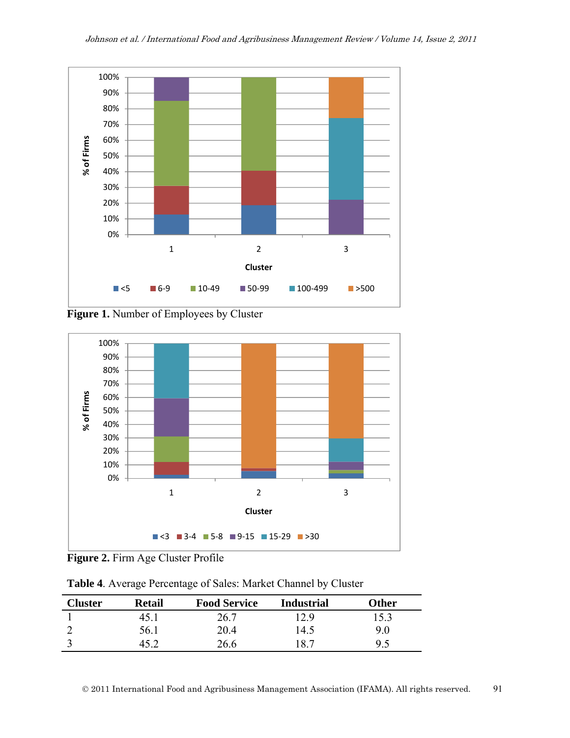**Figure 1.** Number of Employees by Cluster

**Figure 2.** Firm Age Cluster Profile

**Table 4**. Average Percentage of Sales: Market Channel by Cluster

| Cluster | Retail | Food Service | Industrial | Other |
|---|---|---|---|---|
| 1 | 45.1 | 26.7 | 12.9 | 15.3 |
| 2 | 56.1 | 20.4 | 14.5 | 9.0 |
| 3 | 45.2 | 26.6 | 18.7 | 9.5 |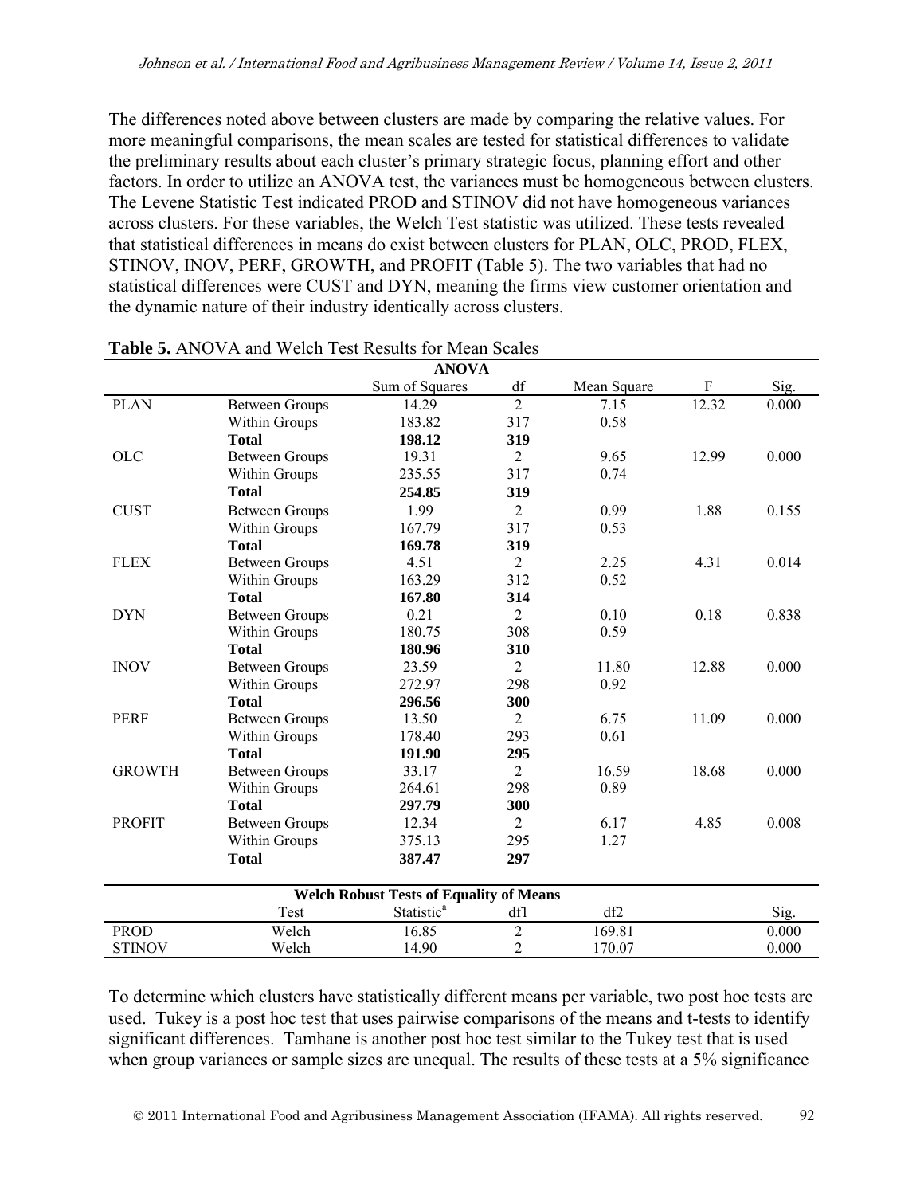The differences noted above between clusters are made by comparing the relative values. For more meaningful comparisons, the mean scales are tested for statistical differences to validate the preliminary results about each cluster's primary strategic focus, planning effort and other factors. In order to utilize an ANOVA test, the variances must be homogeneous between clusters. The Levene Statistic Test indicated PROD and STINOV did not have homogeneous variances across clusters. For these variables, the Welch Test statistic was utilized. These tests revealed that statistical differences in means do exist between clusters for PLAN, OLC, PROD, FLEX, STINOV, INOV, PERF, GROWTH, and PROFIT (Table 5). The two variables that had no statistical differences were CUST and DYN, meaning the firms view customer orientation and the dynamic nature of their industry identically across clusters.

**Table 5.** ANOVA and Welch Test Results for Mean Scales

**ANOVA**

| | | Sum of Squares | df | Mean Square | F | Sig. |
|---|---|---|---|---|---|---|
| PLAN | Between Groups | 14.29 | 2 | 7.15 | 12.32 | 0.000 |
| | Within Groups | 183.82 | 317 | 0.58 | | |
| | **Total** | **198.12** | **319** | | | |
| OLC | Between Groups | 19.31 | 2 | 9.65 | 12.99 | 0.000 |
| | Within Groups | 235.55 | 317 | 0.74 | | |
| | **Total** | **254.85** | **319** | | | |
| CUST | Between Groups | 1.99 | 2 | 0.99 | 1.88 | 0.155 |
| | Within Groups | 167.79 | 317 | 0.53 | | |
| | **Total** | **169.78** | **319** | | | |
| FLEX | Between Groups | 4.51 | 2 | 2.25 | 4.31 | 0.014 |
| | Within Groups | 163.29 | 312 | 0.52 | | |
| | **Total** | **167.80** | **314** | | | |
| DYN | Between Groups | 0.21 | 2 | 0.10 | 0.18 | 0.838 |
| | Within Groups | 180.75 | 308 | 0.59 | | |
| | **Total** | **180.96** | **310** | | | |
| INOV | Between Groups | 23.59 | 2 | 11.80 | 12.88 | 0.000 |
| | Within Groups | 272.97 | 298 | 0.92 | | |
| | **Total** | **296.56** | **300** | | | |
| PERF | Between Groups | 13.50 | 2 | 6.75 | 11.09 | 0.000 |
| | Within Groups | 178.40 | 293 | 0.61 | | |
| | **Total** | **191.90** | **295** | | | |
| GROWTH | Between Groups | 33.17 | 2 | 16.59 | 18.68 | 0.000 |
| | Within Groups | 264.61 | 298 | 0.89 | | |
| | **Total** | **297.79** | **300** | | | |
| PROFIT | Between Groups | 12.34 | 2 | 6.17 | 4.85 | 0.008 |
| | Within Groups | 375.13 | 295 | 1.27 | | |
| | **Total** | **387.47** | **297** | | | |

**Welch Robust Tests of Equality of Means**

| | Test | Statistic[a] | df1 | df2 | Sig. |
|---|---|---|---|---|---|
| PROD | Welch | 16.85 | 2 | 169.81 | 0.000 |
| STINOV | Welch | 14.90 | 2 | 170.07 | 0.000 |

To determine which clusters have statistically different means per variable, two post hoc tests are used. Tukey is a post hoc test that uses pairwise comparisons of the means and t-tests to identify significant differences. Tamhane is another post hoc test similar to the Tukey test that is used when group variances or sample sizes are unequal. The results of these tests at a 5% significance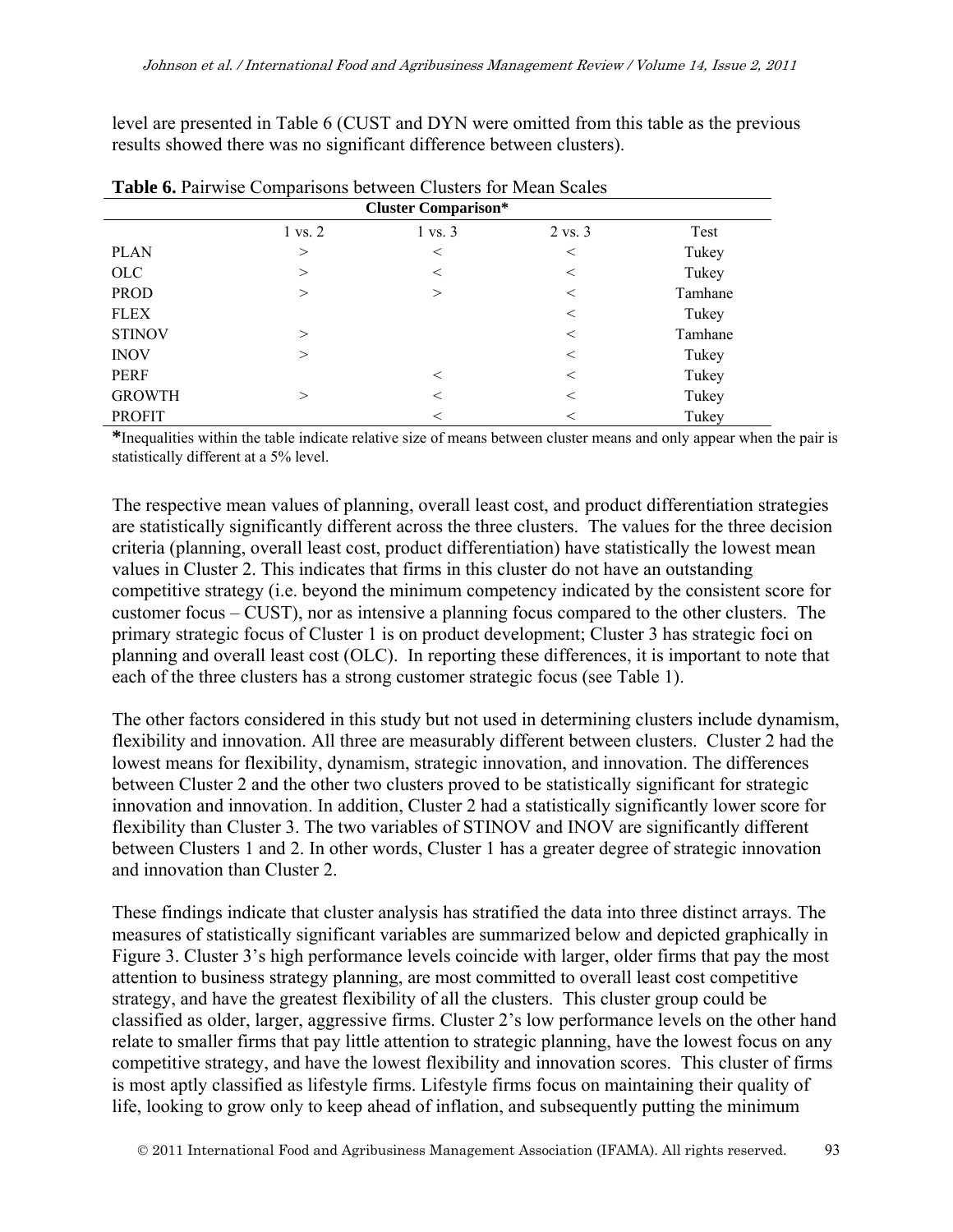level are presented in Table 6 (CUST and DYN were omitted from this table as the previous results showed there was no significant difference between clusters).

**Table 6.** Pairwise Comparisons between Clusters for Mean Scales

| | Cluster Comparison* | | | |
|---|---|---|---|---|
| | 1 vs. 2 | 1 vs. 3 | 2 vs. 3 | Test |
| PLAN | > | < | < | Tukey |
| OLC | > | < | < | Tukey |
| PROD | > | > | < | Tamhane |
| FLEX | | | < | Tukey |
| STINOV | > | | < | Tamhane |
| INOV | > | | < | Tukey |
| PERF | | < | < | Tukey |
| GROWTH | > | < | < | Tukey |
| PROFIT | | < | < | Tukey |

**\***Inequalities within the table indicate relative size of means between cluster means and only appear when the pair is statistically different at a 5% level.

The respective mean values of planning, overall least cost, and product differentiation strategies are statistically significantly different across the three clusters. The values for the three decision criteria (planning, overall least cost, product differentiation) have statistically the lowest mean values in Cluster 2. This indicates that firms in this cluster do not have an outstanding competitive strategy (i.e. beyond the minimum competency indicated by the consistent score for customer focus – CUST), nor as intensive a planning focus compared to the other clusters. The primary strategic focus of Cluster 1 is on product development; Cluster 3 has strategic foci on planning and overall least cost (OLC). In reporting these differences, it is important to note that each of the three clusters has a strong customer strategic focus (see Table 1).

The other factors considered in this study but not used in determining clusters include dynamism, flexibility and innovation. All three are measurably different between clusters. Cluster 2 had the lowest means for flexibility, dynamism, strategic innovation, and innovation. The differences between Cluster 2 and the other two clusters proved to be statistically significant for strategic innovation and innovation. In addition, Cluster 2 had a statistically significantly lower score for flexibility than Cluster 3. The two variables of STINOV and INOV are significantly different between Clusters 1 and 2. In other words, Cluster 1 has a greater degree of strategic innovation and innovation than Cluster 2.

These findings indicate that cluster analysis has stratified the data into three distinct arrays. The measures of statistically significant variables are summarized below and depicted graphically in Figure 3. Cluster 3's high performance levels coincide with larger, older firms that pay the most attention to business strategy planning, are most committed to overall least cost competitive strategy, and have the greatest flexibility of all the clusters. This cluster group could be classified as older, larger, aggressive firms. Cluster 2's low performance levels on the other hand relate to smaller firms that pay little attention to strategic planning, have the lowest focus on any competitive strategy, and have the lowest flexibility and innovation scores. This cluster of firms is most aptly classified as lifestyle firms. Lifestyle firms focus on maintaining their quality of life, looking to grow only to keep ahead of inflation, and subsequently putting the minimum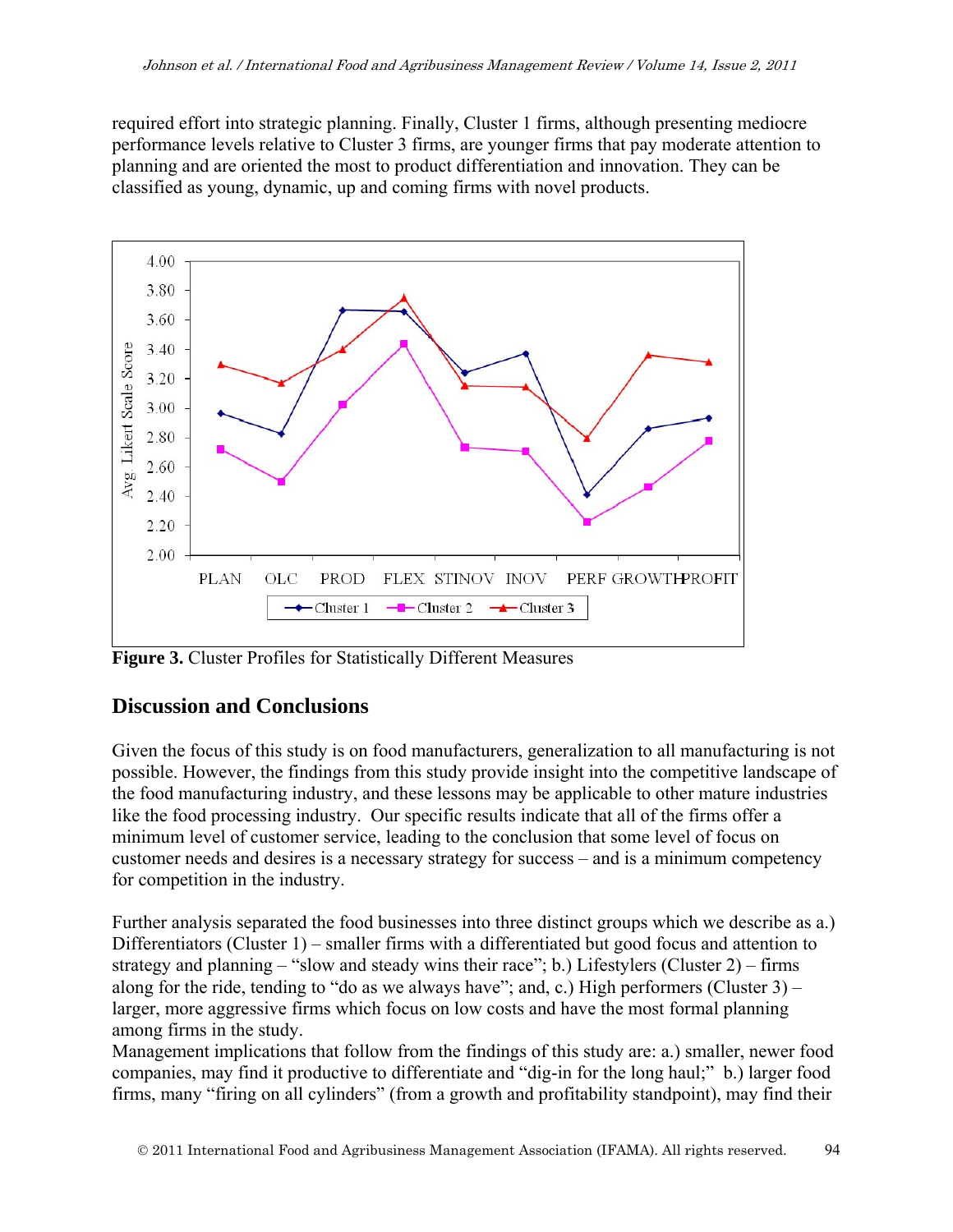required effort into strategic planning. Finally, Cluster 1 firms, although presenting mediocre performance levels relative to Cluster 3 firms, are younger firms that pay moderate attention to planning and are oriented the most to product differentiation and innovation. They can be classified as young, dynamic, up and coming firms with novel products.

**Figure 3.** Cluster Profiles for Statistically Different Measures

## Discussion and Conclusions

Given the focus of this study is on food manufacturers, generalization to all manufacturing is not possible. However, the findings from this study provide insight into the competitive landscape of the food manufacturing industry, and these lessons may be applicable to other mature industries like the food processing industry. Our specific results indicate that all of the firms offer a minimum level of customer service, leading to the conclusion that some level of focus on customer needs and desires is a necessary strategy for success – and is a minimum competency for competition in the industry.

Further analysis separated the food businesses into three distinct groups which we describe as a.) Differentiators (Cluster 1) – smaller firms with a differentiated but good focus and attention to strategy and planning – "slow and steady wins their race"; b.) Lifestylers (Cluster 2) – firms along for the ride, tending to "do as we always have"; and, c.) High performers (Cluster 3) – larger, more aggressive firms which focus on low costs and have the most formal planning among firms in the study.

Management implications that follow from the findings of this study are: a.) smaller, newer food companies, may find it productive to differentiate and "dig-in for the long haul;" b.) larger food firms, many "firing on all cylinders" (from a growth and profitability standpoint), may find their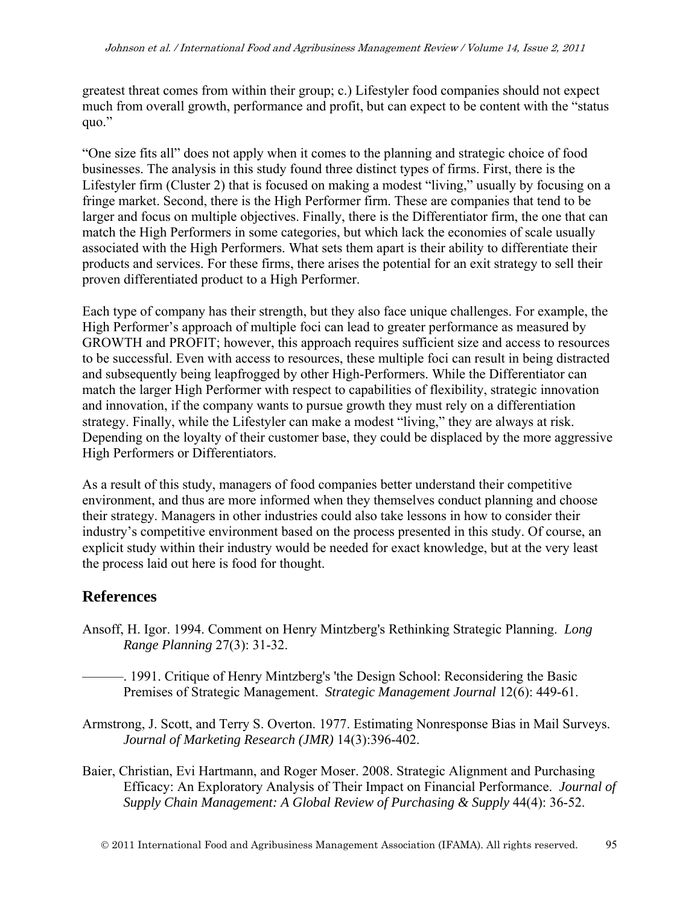greatest threat comes from within their group; c.) Lifestyler food companies should not expect much from overall growth, performance and profit, but can expect to be content with the "status quo."

"One size fits all" does not apply when it comes to the planning and strategic choice of food businesses. The analysis in this study found three distinct types of firms. First, there is the Lifestyler firm (Cluster 2) that is focused on making a modest "living," usually by focusing on a fringe market. Second, there is the High Performer firm. These are companies that tend to be larger and focus on multiple objectives. Finally, there is the Differentiator firm, the one that can match the High Performers in some categories, but which lack the economies of scale usually associated with the High Performers. What sets them apart is their ability to differentiate their products and services. For these firms, there arises the potential for an exit strategy to sell their proven differentiated product to a High Performer.

Each type of company has their strength, but they also face unique challenges. For example, the High Performer's approach of multiple foci can lead to greater performance as measured by GROWTH and PROFIT; however, this approach requires sufficient size and access to resources to be successful. Even with access to resources, these multiple foci can result in being distracted and subsequently being leapfrogged by other High-Performers. While the Differentiator can match the larger High Performer with respect to capabilities of flexibility, strategic innovation and innovation, if the company wants to pursue growth they must rely on a differentiation strategy. Finally, while the Lifestyler can make a modest "living," they are always at risk. Depending on the loyalty of their customer base, they could be displaced by the more aggressive High Performers or Differentiators.

As a result of this study, managers of food companies better understand their competitive environment, and thus are more informed when they themselves conduct planning and choose their strategy. Managers in other industries could also take lessons in how to consider their industry's competitive environment based on the process presented in this study. Of course, an explicit study within their industry would be needed for exact knowledge, but at the very least the process laid out here is food for thought.

## References

Ansoff, H. Igor. 1994. Comment on Henry Mintzberg's Rethinking Strategic Planning. *Long Range Planning* 27(3): 31-32.

———. 1991. Critique of Henry Mintzberg's 'the Design School: Reconsidering the Basic Premises of Strategic Management. *Strategic Management Journal* 12(6): 449-61.

Armstrong, J. Scott, and Terry S. Overton. 1977. Estimating Nonresponse Bias in Mail Surveys. *Journal of Marketing Research (JMR)* 14(3):396-402.

Baier, Christian, Evi Hartmann, and Roger Moser. 2008. Strategic Alignment and Purchasing Efficacy: An Exploratory Analysis of Their Impact on Financial Performance. *Journal of Supply Chain Management: A Global Review of Purchasing & Supply* 44(4): 36-52.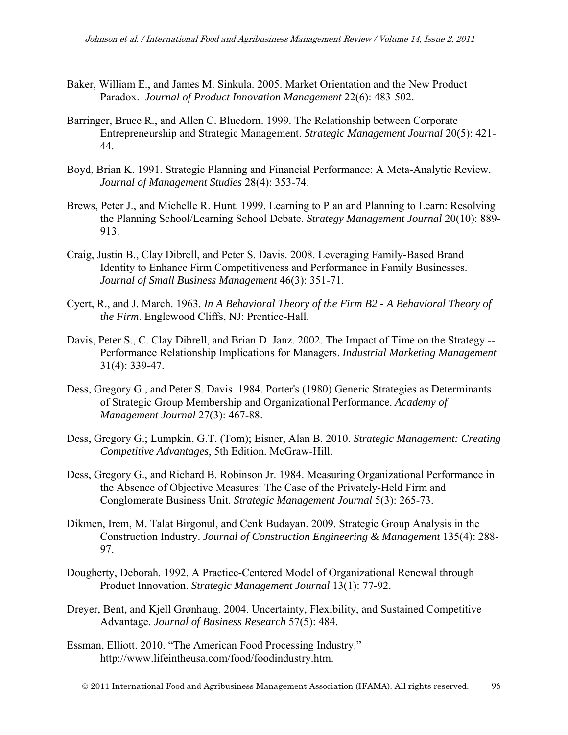Baker, William E., and James M. Sinkula. 2005. Market Orientation and the New Product Paradox. *Journal of Product Innovation Management* 22(6): 483-502.

Barringer, Bruce R., and Allen C. Bluedorn. 1999. The Relationship between Corporate Entrepreneurship and Strategic Management. *Strategic Management Journal* 20(5): 421-44.

Boyd, Brian K. 1991. Strategic Planning and Financial Performance: A Meta-Analytic Review. *Journal of Management Studies* 28(4): 353-74.

Brews, Peter J., and Michelle R. Hunt. 1999. Learning to Plan and Planning to Learn: Resolving the Planning School/Learning School Debate. *Strategy Management Journal* 20(10): 889-913.

Craig, Justin B., Clay Dibrell, and Peter S. Davis. 2008. Leveraging Family-Based Brand Identity to Enhance Firm Competitiveness and Performance in Family Businesses. *Journal of Small Business Management* 46(3): 351-71.

Cyert, R., and J. March. 1963. *In A Behavioral Theory of the Firm B2 - A Behavioral Theory of the Firm*. Englewood Cliffs, NJ: Prentice-Hall.

Davis, Peter S., C. Clay Dibrell, and Brian D. Janz. 2002. The Impact of Time on the Strategy -- Performance Relationship Implications for Managers. *Industrial Marketing Management* 31(4): 339-47.

Dess, Gregory G., and Peter S. Davis. 1984. Porter's (1980) Generic Strategies as Determinants of Strategic Group Membership and Organizational Performance. *Academy of Management Journal* 27(3): 467-88.

Dess, Gregory G.; Lumpkin, G.T. (Tom); Eisner, Alan B. 2010. *Strategic Management: Creating Competitive Advantages*, 5th Edition. McGraw-Hill.

Dess, Gregory G., and Richard B. Robinson Jr. 1984. Measuring Organizational Performance in the Absence of Objective Measures: The Case of the Privately-Held Firm and Conglomerate Business Unit. *Strategic Management Journal* 5(3): 265-73.

Dikmen, Irem, M. Talat Birgonul, and Cenk Budayan. 2009. Strategic Group Analysis in the Construction Industry. *Journal of Construction Engineering & Management* 135(4): 288-97.

Dougherty, Deborah. 1992. A Practice-Centered Model of Organizational Renewal through Product Innovation. *Strategic Management Journal* 13(1): 77-92.

Dreyer, Bent, and Kjell Grønhaug. 2004. Uncertainty, Flexibility, and Sustained Competitive Advantage. *Journal of Business Research* 57(5): 484.

Essman, Elliott. 2010. "The American Food Processing Industry." http://www.lifeintheusa.com/food/foodindustry.htm.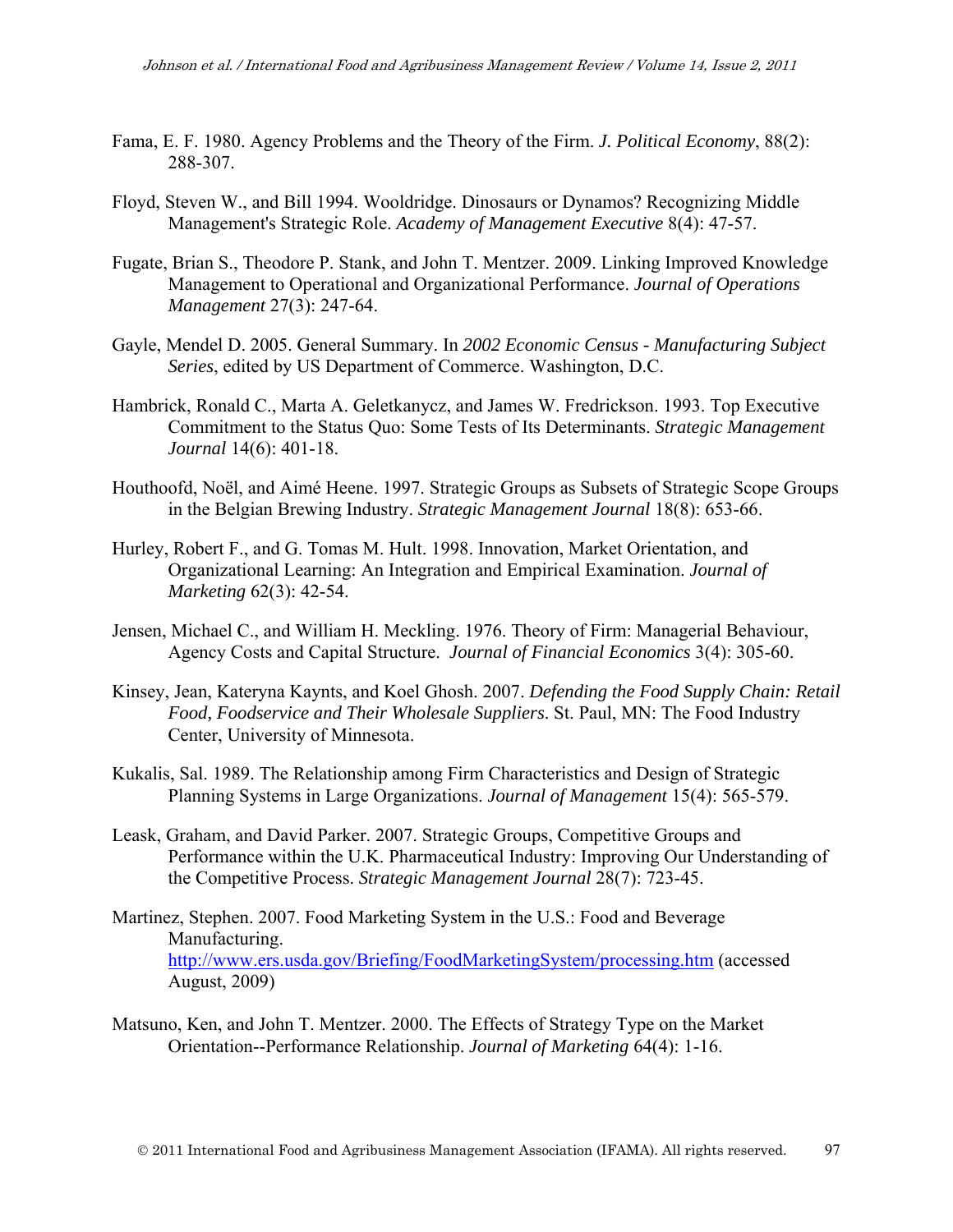Fama, E. F. 1980. Agency Problems and the Theory of the Firm. *J. Political Economy*, 88(2): 288-307.

Floyd, Steven W., and Bill 1994. Wooldridge. Dinosaurs or Dynamos? Recognizing Middle Management's Strategic Role. *Academy of Management Executive* 8(4): 47-57.

Fugate, Brian S., Theodore P. Stank, and John T. Mentzer. 2009. Linking Improved Knowledge Management to Operational and Organizational Performance. *Journal of Operations Management* 27(3): 247-64.

Gayle, Mendel D. 2005. General Summary. In *2002 Economic Census - Manufacturing Subject Series*, edited by US Department of Commerce. Washington, D.C.

Hambrick, Ronald C., Marta A. Geletkanycz, and James W. Fredrickson. 1993. Top Executive Commitment to the Status Quo: Some Tests of Its Determinants. *Strategic Management Journal* 14(6): 401-18.

Houthoofd, Noël, and Aimé Heene. 1997. Strategic Groups as Subsets of Strategic Scope Groups in the Belgian Brewing Industry. *Strategic Management Journal* 18(8): 653-66.

Hurley, Robert F., and G. Tomas M. Hult. 1998. Innovation, Market Orientation, and Organizational Learning: An Integration and Empirical Examination. *Journal of Marketing* 62(3): 42-54.

Jensen, Michael C., and William H. Meckling. 1976. Theory of Firm: Managerial Behaviour, Agency Costs and Capital Structure. *Journal of Financial Economics* 3(4): 305-60.

Kinsey, Jean, Kateryna Kaynts, and Koel Ghosh. 2007. *Defending the Food Supply Chain: Retail Food, Foodservice and Their Wholesale Suppliers*. St. Paul, MN: The Food Industry Center, University of Minnesota.

Kukalis, Sal. 1989. The Relationship among Firm Characteristics and Design of Strategic Planning Systems in Large Organizations. *Journal of Management* 15(4): 565-579.

Leask, Graham, and David Parker. 2007. Strategic Groups, Competitive Groups and Performance within the U.K. Pharmaceutical Industry: Improving Our Understanding of the Competitive Process. *Strategic Management Journal* 28(7): 723-45.

Martinez, Stephen. 2007. Food Marketing System in the U.S.: Food and Beverage Manufacturing. http://www.ers.usda.gov/Briefing/FoodMarketingSystem/processing.htm (accessed August, 2009)

Matsuno, Ken, and John T. Mentzer. 2000. The Effects of Strategy Type on the Market Orientation--Performance Relationship. *Journal of Marketing* 64(4): 1-16.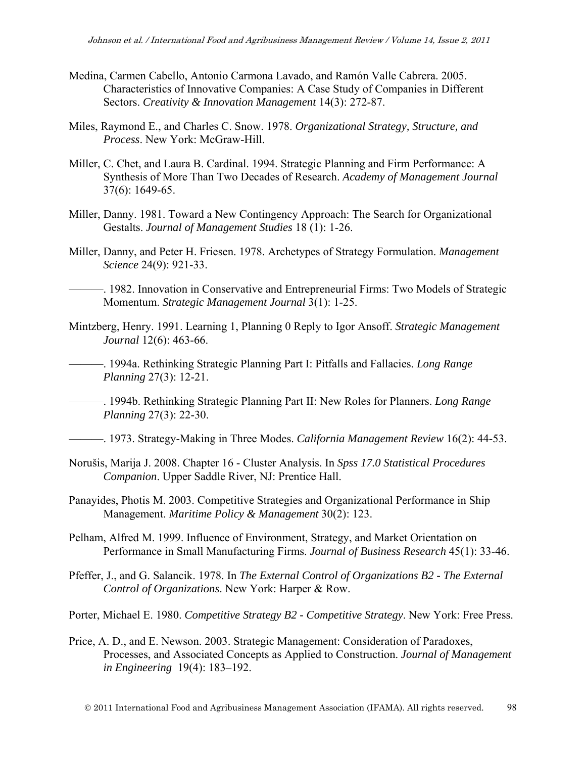Medina, Carmen Cabello, Antonio Carmona Lavado, and Ramón Valle Cabrera. 2005. Characteristics of Innovative Companies: A Case Study of Companies in Different Sectors. *Creativity & Innovation Management* 14(3): 272-87.

Miles, Raymond E., and Charles C. Snow. 1978. *Organizational Strategy, Structure, and Process*. New York: McGraw-Hill.

Miller, C. Chet, and Laura B. Cardinal. 1994. Strategic Planning and Firm Performance: A Synthesis of More Than Two Decades of Research. *Academy of Management Journal* 37(6): 1649-65.

Miller, Danny. 1981. Toward a New Contingency Approach: The Search for Organizational Gestalts. *Journal of Management Studies* 18 (1): 1-26.

Miller, Danny, and Peter H. Friesen. 1978. Archetypes of Strategy Formulation. *Management Science* 24(9): 921-33.

———. 1982. Innovation in Conservative and Entrepreneurial Firms: Two Models of Strategic Momentum. *Strategic Management Journal* 3(1): 1-25.

Mintzberg, Henry. 1991. Learning 1, Planning 0 Reply to Igor Ansoff. *Strategic Management Journal* 12(6): 463-66.

———. 1994a. Rethinking Strategic Planning Part I: Pitfalls and Fallacies. *Long Range Planning* 27(3): 12-21.

———. 1994b. Rethinking Strategic Planning Part II: New Roles for Planners. *Long Range Planning* 27(3): 22-30.

———. 1973. Strategy-Making in Three Modes. *California Management Review* 16(2): 44-53.

Norušis, Marija J. 2008. Chapter 16 - Cluster Analysis. In *Spss 17.0 Statistical Procedures Companion*. Upper Saddle River, NJ: Prentice Hall.

Panayides, Photis M. 2003. Competitive Strategies and Organizational Performance in Ship Management. *Maritime Policy & Management* 30(2): 123.

Pelham, Alfred M. 1999. Influence of Environment, Strategy, and Market Orientation on Performance in Small Manufacturing Firms. *Journal of Business Research* 45(1): 33-46.

Pfeffer, J., and G. Salancik. 1978. In *The External Control of Organizations B2 - The External Control of Organizations*. New York: Harper & Row.

Porter, Michael E. 1980. *Competitive Strategy B2 - Competitive Strategy*. New York: Free Press.

Price, A. D., and E. Newson. 2003. Strategic Management: Consideration of Paradoxes, Processes, and Associated Concepts as Applied to Construction. *Journal of Management in Engineering* 19(4): 183–192.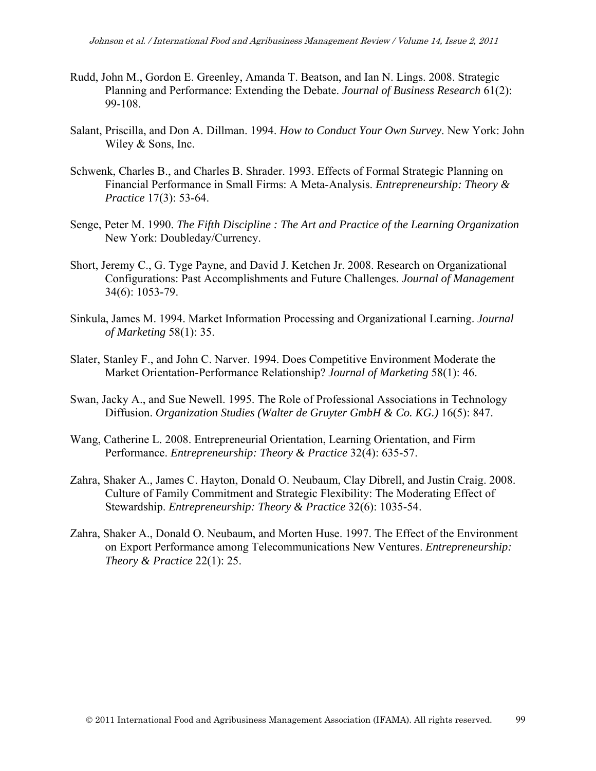Rudd, John M., Gordon E. Greenley, Amanda T. Beatson, and Ian N. Lings. 2008. Strategic Planning and Performance: Extending the Debate. *Journal of Business Research* 61(2): 99-108.

Salant, Priscilla, and Don A. Dillman. 1994. *How to Conduct Your Own Survey*. New York: John Wiley & Sons, Inc.

Schwenk, Charles B., and Charles B. Shrader. 1993. Effects of Formal Strategic Planning on Financial Performance in Small Firms: A Meta-Analysis. *Entrepreneurship: Theory & Practice* 17(3): 53-64.

Senge, Peter M. 1990. *The Fifth Discipline : The Art and Practice of the Learning Organization* New York: Doubleday/Currency.

Short, Jeremy C., G. Tyge Payne, and David J. Ketchen Jr. 2008. Research on Organizational Configurations: Past Accomplishments and Future Challenges. *Journal of Management* 34(6): 1053-79.

Sinkula, James M. 1994. Market Information Processing and Organizational Learning. *Journal of Marketing* 58(1): 35.

Slater, Stanley F., and John C. Narver. 1994. Does Competitive Environment Moderate the Market Orientation-Performance Relationship? *Journal of Marketing* 58(1): 46.

Swan, Jacky A., and Sue Newell. 1995. The Role of Professional Associations in Technology Diffusion. *Organization Studies (Walter de Gruyter GmbH & Co. KG.)* 16(5): 847.

Wang, Catherine L. 2008. Entrepreneurial Orientation, Learning Orientation, and Firm Performance. *Entrepreneurship: Theory & Practice* 32(4): 635-57.

Zahra, Shaker A., James C. Hayton, Donald O. Neubaum, Clay Dibrell, and Justin Craig. 2008. Culture of Family Commitment and Strategic Flexibility: The Moderating Effect of Stewardship. *Entrepreneurship: Theory & Practice* 32(6): 1035-54.

Zahra, Shaker A., Donald O. Neubaum, and Morten Huse. 1997. The Effect of the Environment on Export Performance among Telecommunications New Ventures. *Entrepreneurship: Theory & Practice* 22(1): 25.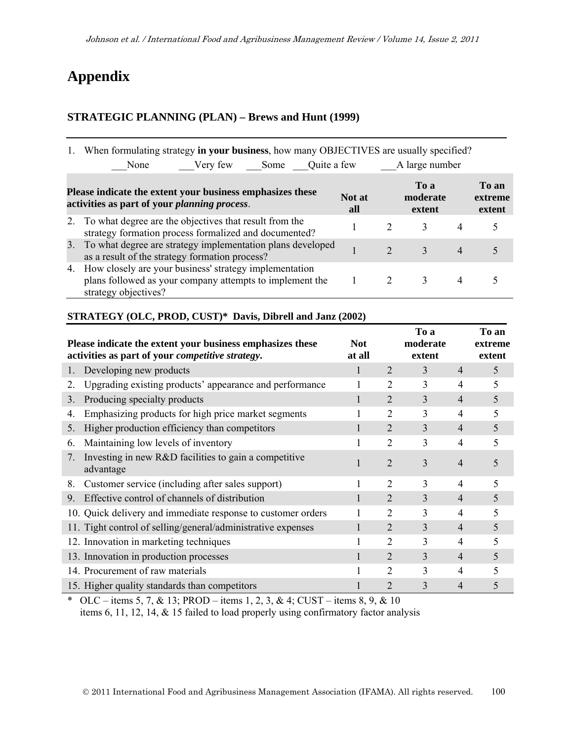# Appendix

### STRATEGIC PLANNING (PLAN) – Brews and Hunt (1999)

1. When formulating strategy **in your business**, how many OBJECTIVES are usually specified?
   ___None ___Very few ___Some ___Quite a few ___A large number

| **Please indicate the extent your business emphasizes these activities as part of your *planning process*.** | **Not at all** | | **To a moderate extent** | | **To an extreme extent** |
|---|---|---|---|---|---|
| 2. To what degree are the objectives that result from the strategy formation process formalized and documented? | 1 | 2 | 3 | 4 | 5 |
| 3. To what degree are strategy implementation plans developed as a result of the strategy formation process? | 1 | 2 | 3 | 4 | 5 |
| 4. How closely are your business' strategy implementation plans followed as your company attempts to implement the strategy objectives? | 1 | 2 | 3 | 4 | 5 |

### STRATEGY (OLC, PROD, CUST)* Davis, Dibrell and Janz (2002)

| **Please indicate the extent your business emphasizes these activities as part of your *competitive strategy*.** | **Not at all** | | **To a moderate extent** | | **To an extreme extent** |
|---|---|---|---|---|---|
| 1. Developing new products | 1 | 2 | 3 | 4 | 5 |
| 2. Upgrading existing products' appearance and performance | 1 | 2 | 3 | 4 | 5 |
| 3. Producing specialty products | 1 | 2 | 3 | 4 | 5 |
| 4. Emphasizing products for high price market segments | 1 | 2 | 3 | 4 | 5 |
| 5. Higher production efficiency than competitors | 1 | 2 | 3 | 4 | 5 |
| 6. Maintaining low levels of inventory | 1 | 2 | 3 | 4 | 5 |
| 7. Investing in new R&D facilities to gain a competitive advantage | 1 | 2 | 3 | 4 | 5 |
| 8. Customer service (including after sales support) | 1 | 2 | 3 | 4 | 5 |
| 9. Effective control of channels of distribution | 1 | 2 | 3 | 4 | 5 |
| 10. Quick delivery and immediate response to customer orders | 1 | 2 | 3 | 4 | 5 |
| 11. Tight control of selling/general/administrative expenses | 1 | 2 | 3 | 4 | 5 |
| 12. Innovation in marketing techniques | 1 | 2 | 3 | 4 | 5 |
| 13. Innovation in production processes | 1 | 2 | 3 | 4 | 5 |
| 14. Procurement of raw materials | 1 | 2 | 3 | 4 | 5 |
| 15. Higher quality standards than competitors | 1 | 2 | 3 | 4 | 5 |

\* OLC – items 5, 7, & 13; PROD – items 1, 2, 3, & 4; CUST – items 8, 9, & 10
items 6, 11, 12, 14, & 15 failed to load properly using confirmatory factor analysis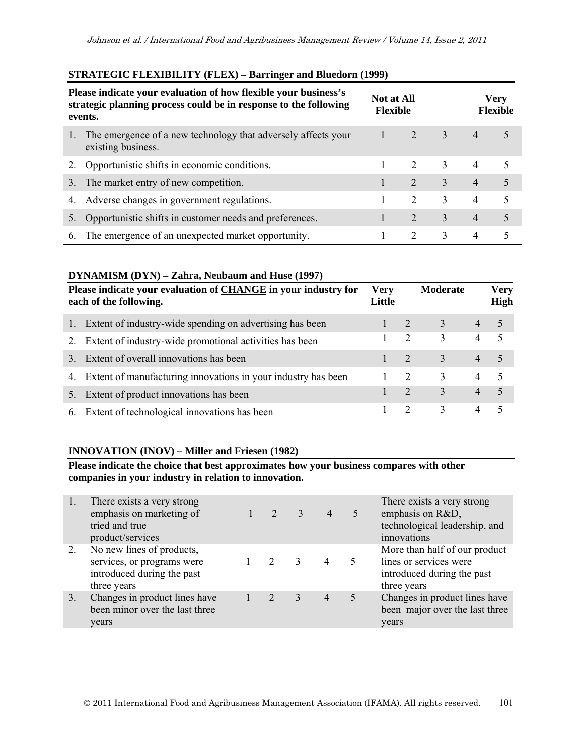**STRATEGIC FLEXIBILITY (FLEX) – Barringer and Bluedorn (1999)**

| Please indicate your evaluation of how flexible your business's strategic planning process could be in response to the following events. | Not at All Flexible | | | | Very Flexible |
|---|---|---|---|---|---|
| 1. The emergence of a new technology that adversely affects your existing business. | 1 | 2 | 3 | 4 | 5 |
| 2. Opportunistic shifts in economic conditions. | 1 | 2 | 3 | 4 | 5 |
| 3. The market entry of new competition. | 1 | 2 | 3 | 4 | 5 |
| 4. Adverse changes in government regulations. | 1 | 2 | 3 | 4 | 5 |
| 5. Opportunistic shifts in customer needs and preferences. | 1 | 2 | 3 | 4 | 5 |
| 6. The emergence of an unexpected market opportunity. | 1 | 2 | 3 | 4 | 5 |

**DYNAMISM (DYN) – Zahra, Neubaum and Huse (1997)**

| Please indicate your evaluation of CHANGE in your industry for each of the following. | Very Little | | Moderate | | Very High |
|---|---|---|---|---|---|
| 1. Extent of industry-wide spending on advertising has been | 1 | 2 | 3 | 4 | 5 |
| 2. Extent of industry-wide promotional activities has been | 1 | 2 | 3 | 4 | 5 |
| 3. Extent of overall innovations has been | 1 | 2 | 3 | 4 | 5 |
| 4. Extent of manufacturing innovations in your industry has been | 1 | 2 | 3 | 4 | 5 |
| 5. Extent of product innovations has been | 1 | 2 | 3 | 4 | 5 |
| 6. Extent of technological innovations has been | 1 | 2 | 3 | 4 | 5 |

**INNOVATION (INOV) – Miller and Friesen (1982)**

**Please indicate the choice that best approximates how your business compares with other companies in your industry in relation to innovation.**

| | | | | | | | |
|---|---|---|---|---|---|---|---|
| 1. | There exists a very strong emphasis on marketing of tried and true product/services | 1 | 2 | 3 | 4 | 5 | There exists a very strong emphasis on R&D, technological leadership, and innovations |
| 2. | No new lines of products, services, or programs were introduced during the past three years | 1 | 2 | 3 | 4 | 5 | More than half of our product lines or services were introduced during the past three years |
| 3. | Changes in product lines have been minor over the last three years | 1 | 2 | 3 | 4 | 5 | Changes in product lines have been major over the last three years |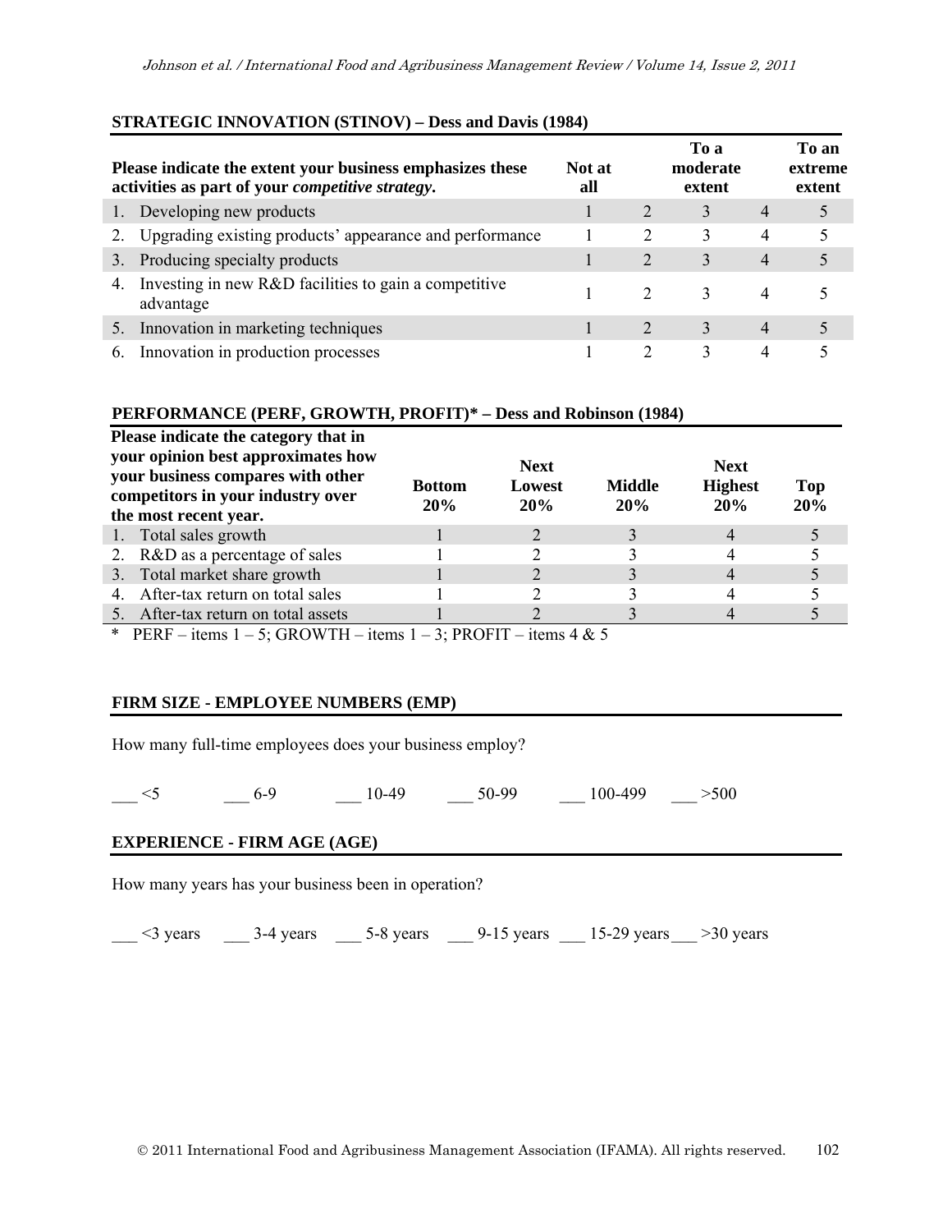**STRATEGIC INNOVATION (STINOV) – Dess and Davis (1984)**

| Please indicate the extent your business emphasizes these activities as part of your *competitive strategy*. | Not at all | | To a moderate extent | | To an extreme extent |
|---|---|---|---|---|---|
| 1. Developing new products | 1 | 2 | 3 | 4 | 5 |
| 2. Upgrading existing products' appearance and performance | 1 | 2 | 3 | 4 | 5 |
| 3. Producing specialty products | 1 | 2 | 3 | 4 | 5 |
| 4. Investing in new R&D facilities to gain a competitive advantage | 1 | 2 | 3 | 4 | 5 |
| 5. Innovation in marketing techniques | 1 | 2 | 3 | 4 | 5 |
| 6. Innovation in production processes | 1 | 2 | 3 | 4 | 5 |

**PERFORMANCE (PERF, GROWTH, PROFIT)* – Dess and Robinson (1984)**

| Please indicate the category that in your opinion best approximates how your business compares with other competitors in your industry over the most recent year. | Bottom 20% | Next Lowest 20% | Middle 20% | Next Highest 20% | Top 20% |
|---|---|---|---|---|---|
| 1. Total sales growth | 1 | 2 | 3 | 4 | 5 |
| 2. R&D as a percentage of sales | 1 | 2 | 3 | 4 | 5 |
| 3. Total market share growth | 1 | 2 | 3 | 4 | 5 |
| 4. After-tax return on total sales | 1 | 2 | 3 | 4 | 5 |
| 5. After-tax return on total assets | 1 | 2 | 3 | 4 | 5 |

\* PERF – items 1 – 5; GROWTH – items 1 – 3; PROFIT – items 4 & 5

**FIRM SIZE - EMPLOYEE NUMBERS (EMP)**

How many full-time employees does your business employ?

___ <5 ___ 6-9 ___ 10-49 ___ 50-99 ___ 100-499 ___ >500

**EXPERIENCE - FIRM AGE (AGE)**

How many years has your business been in operation?

___ <3 years ___ 3-4 years ___ 5-8 years ___ 9-15 years ___ 15-29 years ___ >30 years